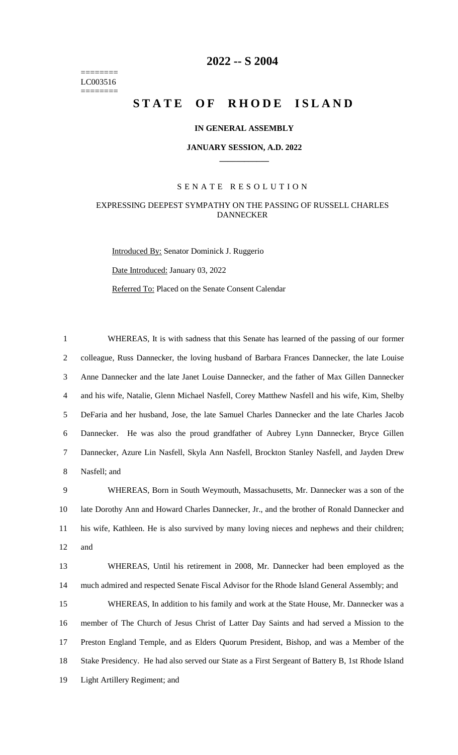========
LC003516
========

# 2022 -- S 2004

# STATE OF RHODE ISLAND

**IN GENERAL ASSEMBLY**

**JANUARY SESSION, A.D. 2022**

SENATE RESOLUTION

EXPRESSING DEEPEST SYMPATHY ON THE PASSING OF RUSSELL CHARLES DANNECKER

Introduced By: Senator Dominick J. Ruggerio

Date Introduced: January 03, 2022

Referred To: Placed on the Senate Consent Calendar

WHEREAS, It is with sadness that this Senate has learned of the passing of our former colleague, Russ Dannecker, the loving husband of Barbara Frances Dannecker, the late Louise Anne Dannecker and the late Janet Louise Dannecker, and the father of Max Gillen Dannecker and his wife, Natalie, Glenn Michael Nasfell, Corey Matthew Nasfell and his wife, Kim, Shelby DeFaria and her husband, Jose, the late Samuel Charles Dannecker and the late Charles Jacob Dannecker. He was also the proud grandfather of Aubrey Lynn Dannecker, Bryce Gillen Dannecker, Azure Lin Nasfell, Skyla Ann Nasfell, Brockton Stanley Nasfell, and Jayden Drew Nasfell; and

WHEREAS, Born in South Weymouth, Massachusetts, Mr. Dannecker was a son of the late Dorothy Ann and Howard Charles Dannecker, Jr., and the brother of Ronald Dannecker and his wife, Kathleen. He is also survived by many loving nieces and nephews and their children; and

WHEREAS, Until his retirement in 2008, Mr. Dannecker had been employed as the much admired and respected Senate Fiscal Advisor for the Rhode Island General Assembly; and

WHEREAS, In addition to his family and work at the State House, Mr. Dannecker was a member of The Church of Jesus Christ of Latter Day Saints and had served a Mission to the Preston England Temple, and as Elders Quorum President, Bishop, and was a Member of the Stake Presidency. He had also served our State as a First Sergeant of Battery B, 1st Rhode Island Light Artillery Regiment; and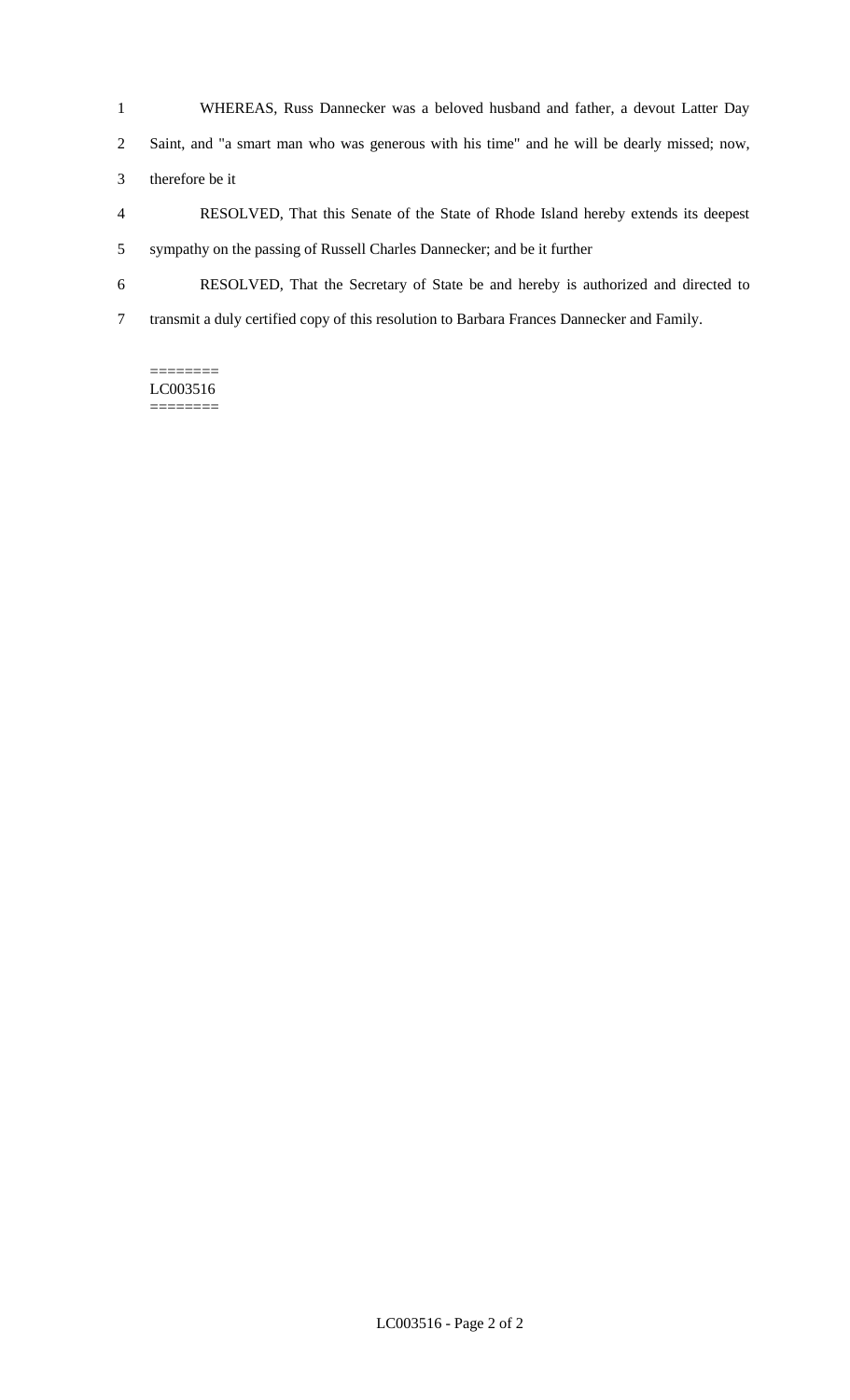WHEREAS, Russ Dannecker was a beloved husband and father, a devout Latter Day Saint, and "a smart man who was generous with his time" and he will be dearly missed; now, therefore be it

RESOLVED, That this Senate of the State of Rhode Island hereby extends its deepest sympathy on the passing of Russell Charles Dannecker; and be it further

RESOLVED, That the Secretary of State be and hereby is authorized and directed to transmit a duly certified copy of this resolution to Barbara Frances Dannecker and Family.

========
LC003516
========